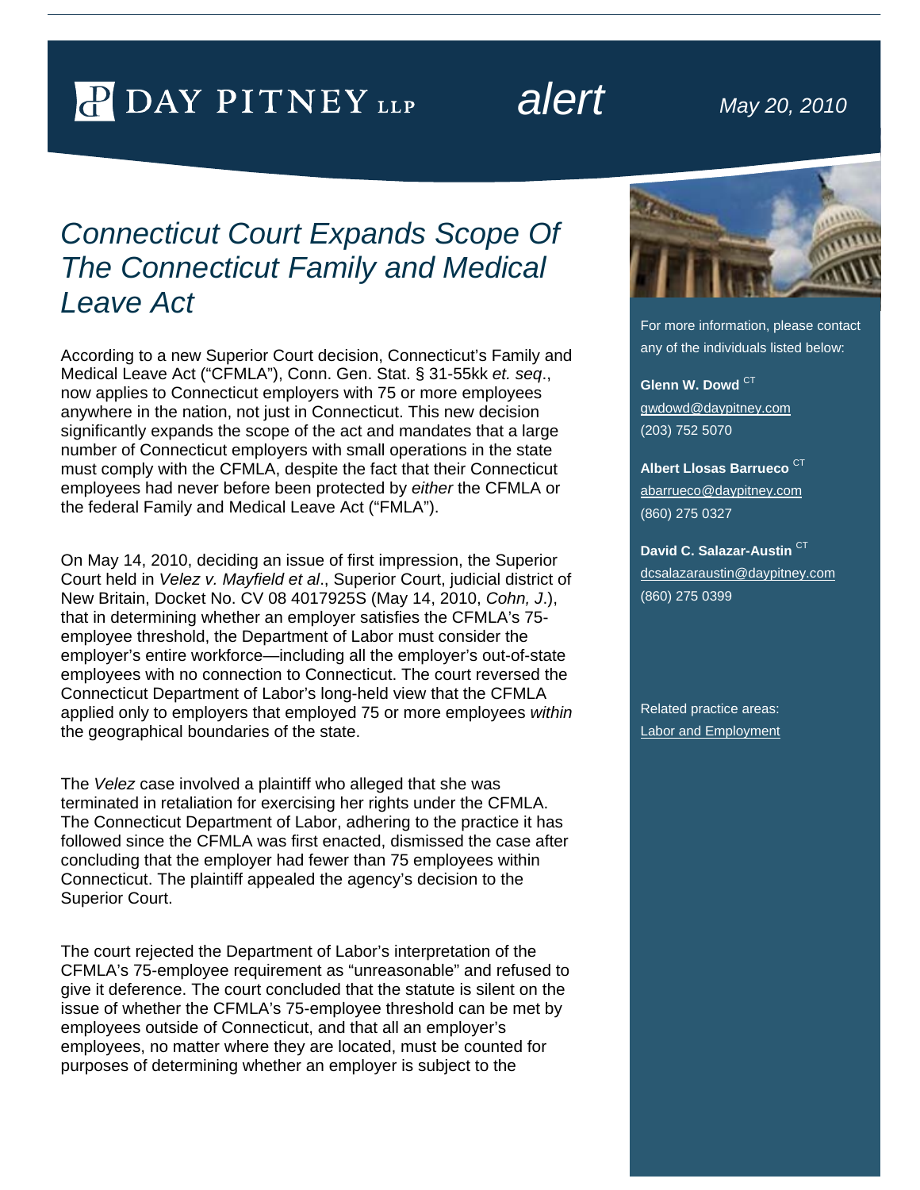DAY PITNEY LLP — *alert* — May 20, 2010

# *Connecticut Court Expands Scope Of The Connecticut Family and Medical Leave Act*

According to a new Superior Court decision, Connecticut's Family and Medical Leave Act ("CFMLA"), Conn. Gen. Stat. § 31-55kk *et. seq*., now applies to Connecticut employers with 75 or more employees anywhere in the nation, not just in Connecticut. This new decision significantly expands the scope of the act and mandates that a large number of Connecticut employers with small operations in the state must comply with the CFMLA, despite the fact that their Connecticut employees had never before been protected by *either* the CFMLA or the federal Family and Medical Leave Act ("FMLA").

On May 14, 2010, deciding an issue of first impression, the Superior Court held in *Velez v. Mayfield et al*., Superior Court, judicial district of New Britain, Docket No. CV 08 4017925S (May 14, 2010, *Cohn, J*.), that in determining whether an employer satisfies the CFMLA's 75-employee threshold, the Department of Labor must consider the employer's entire workforce—including all the employer's out-of-state employees with no connection to Connecticut. The court reversed the Connecticut Department of Labor's long-held view that the CFMLA applied only to employers that employed 75 or more employees *within* the geographical boundaries of the state.

The *Velez* case involved a plaintiff who alleged that she was terminated in retaliation for exercising her rights under the CFMLA. The Connecticut Department of Labor, adhering to the practice it has followed since the CFMLA was first enacted, dismissed the case after concluding that the employer had fewer than 75 employees within Connecticut. The plaintiff appealed the agency's decision to the Superior Court.

The court rejected the Department of Labor's interpretation of the CFMLA's 75-employee requirement as "unreasonable" and refused to give it deference. The court concluded that the statute is silent on the issue of whether the CFMLA's 75-employee threshold can be met by employees outside of Connecticut, and that all an employer's employees, no matter where they are located, must be counted for purposes of determining whether an employer is subject to the

For more information, please contact any of the individuals listed below:

**Glenn W. Dowd** CT
gwdowd@daypitney.com
(203) 752 5070

**Albert Llosas Barrueco** CT
abarrueco@daypitney.com
(860) 275 0327

**David C. Salazar-Austin** CT
dcsalazaraustin@daypitney.com
(860) 275 0399

Related practice areas:
Labor and Employment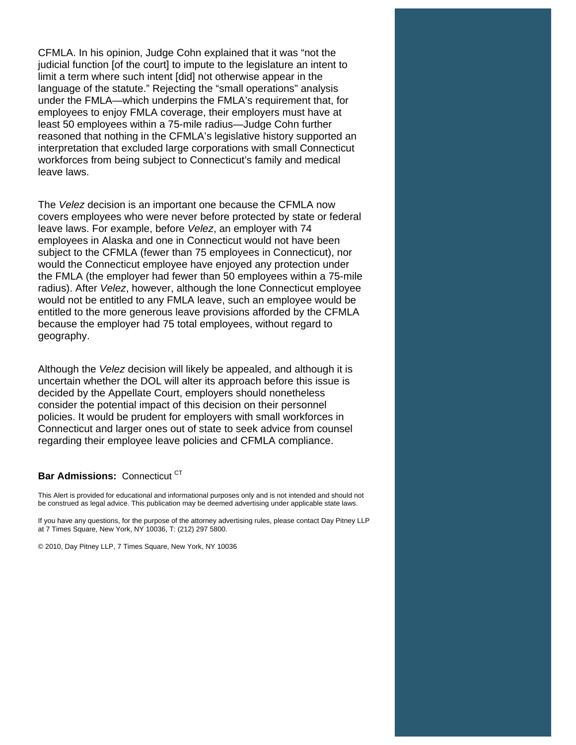CFMLA. In his opinion, Judge Cohn explained that it was "not the judicial function [of the court] to impute to the legislature an intent to limit a term where such intent [did] not otherwise appear in the language of the statute." Rejecting the "small operations" analysis under the FMLA—which underpins the FMLA's requirement that, for employees to enjoy FMLA coverage, their employers must have at least 50 employees within a 75-mile radius—Judge Cohn further reasoned that nothing in the CFMLA's legislative history supported an interpretation that excluded large corporations with small Connecticut workforces from being subject to Connecticut's family and medical leave laws.

The *Velez* decision is an important one because the CFMLA now covers employees who were never before protected by state or federal leave laws. For example, before *Velez*, an employer with 74 employees in Alaska and one in Connecticut would not have been subject to the CFMLA (fewer than 75 employees in Connecticut), nor would the Connecticut employee have enjoyed any protection under the FMLA (the employer had fewer than 50 employees within a 75-mile radius). After *Velez*, however, although the lone Connecticut employee would not be entitled to any FMLA leave, such an employee would be entitled to the more generous leave provisions afforded by the CFMLA because the employer had 75 total employees, without regard to geography.

Although the *Velez* decision will likely be appealed, and although it is uncertain whether the DOL will alter its approach before this issue is decided by the Appellate Court, employers should nonetheless consider the potential impact of this decision on their personnel policies. It would be prudent for employers with small workforces in Connecticut and larger ones out of state to seek advice from counsel regarding their employee leave policies and CFMLA compliance.

**Bar Admissions:** Connecticut [CT]

This Alert is provided for educational and informational purposes only and is not intended and should not be construed as legal advice. This publication may be deemed advertising under applicable state laws.

If you have any questions, for the purpose of the attorney advertising rules, please contact Day Pitney LLP at 7 Times Square, New York, NY 10036, T: (212) 297 5800.

© 2010, Day Pitney LLP, 7 Times Square, New York, NY 10036